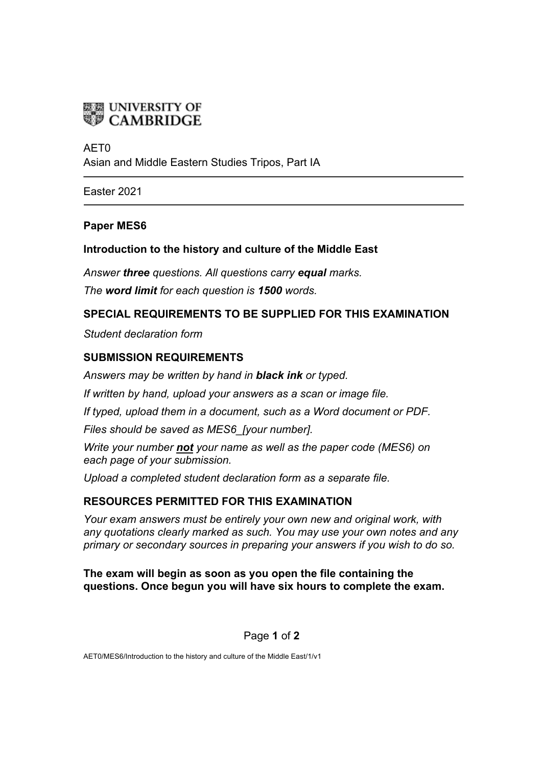UNIVERSITY OF CAMBRIDGE

AET0
Asian and Middle Eastern Studies Tripos, Part IA

---

Easter 2021

---

**Paper MES6**

**Introduction to the history and culture of the Middle East**

*Answer **three** questions. All questions carry **equal** marks.*

*The **word limit** for each question is **1500** words.*

## SPECIAL REQUIREMENTS TO BE SUPPLIED FOR THIS EXAMINATION

*Student declaration form*

## SUBMISSION REQUIREMENTS

*Answers may be written by hand in **black ink** or typed.*

*If written by hand, upload your answers as a scan or image file.*

*If typed, upload them in a document, such as a Word document or PDF.*

*Files should be saved as MES6_[your number].*

*Write your number **not** your name as well as the paper code (MES6) on each page of your submission.*

*Upload a completed student declaration form as a separate file.*

## RESOURCES PERMITTED FOR THIS EXAMINATION

*Your exam answers must be entirely your own new and original work, with any quotations clearly marked as such. You may use your own notes and any primary or secondary sources in preparing your answers if you wish to do so.*

**The exam will begin as soon as you open the file containing the questions. Once begun you will have six hours to complete the exam.**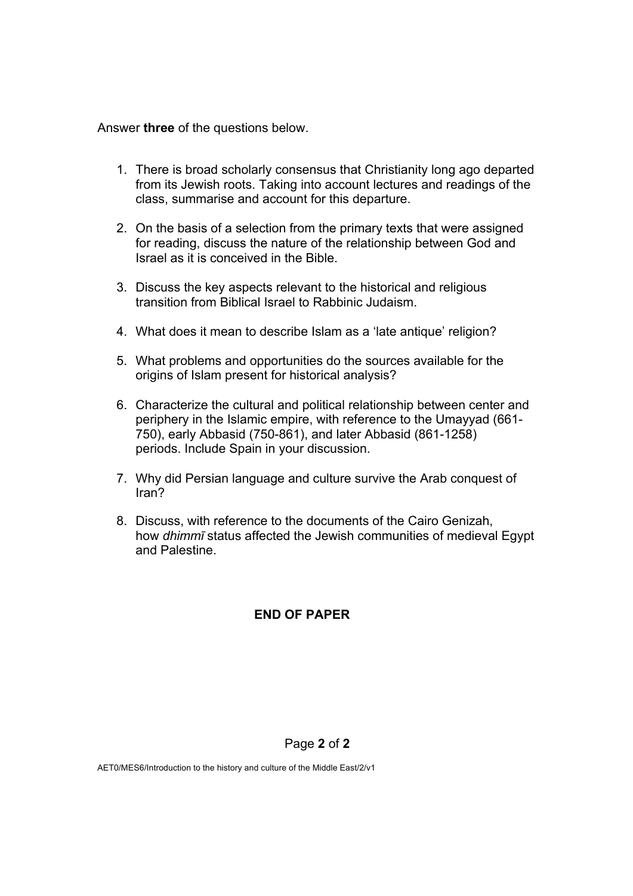Answer **three** of the questions below.

1. There is broad scholarly consensus that Christianity long ago departed from its Jewish roots. Taking into account lectures and readings of the class, summarise and account for this departure.

2. On the basis of a selection from the primary texts that were assigned for reading, discuss the nature of the relationship between God and Israel as it is conceived in the Bible.

3. Discuss the key aspects relevant to the historical and religious transition from Biblical Israel to Rabbinic Judaism.

4. What does it mean to describe Islam as a 'late antique' religion?

5. What problems and opportunities do the sources available for the origins of Islam present for historical analysis?

6. Characterize the cultural and political relationship between center and periphery in the Islamic empire, with reference to the Umayyad (661-750), early Abbasid (750-861), and later Abbasid (861-1258) periods. Include Spain in your discussion.

7. Why did Persian language and culture survive the Arab conquest of Iran?

8. Discuss, with reference to the documents of the Cairo Genizah, how *dhimmī* status affected the Jewish communities of medieval Egypt and Palestine.

**END OF PAPER**

AET0/MES6/Introduction to the history and culture of the Middle East/2/v1